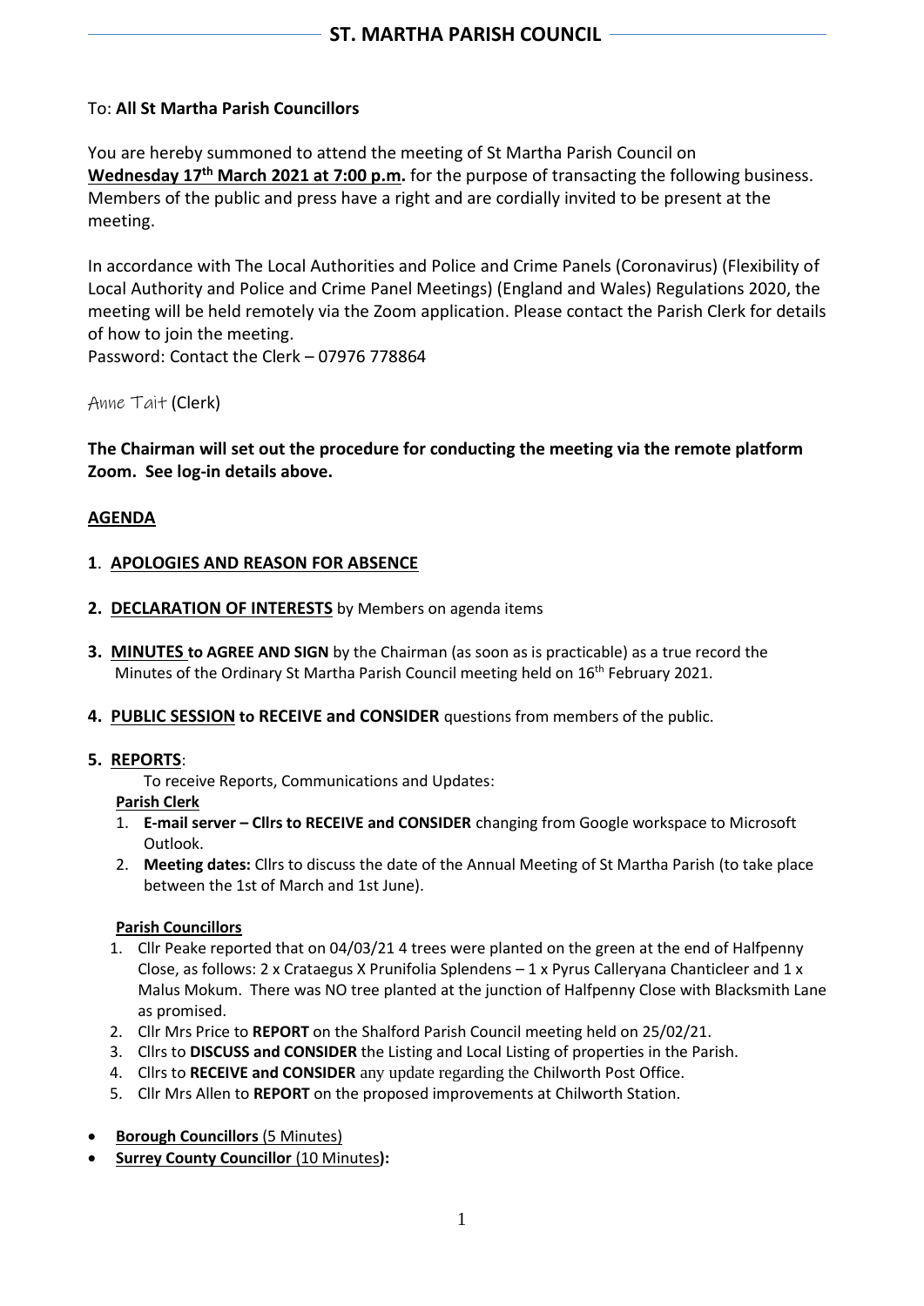## ST. MARTHA PARISH COUNCIL

To: **All St Martha Parish Councillors**

You are hereby summoned to attend the meeting of St Martha Parish Council on **Wednesday 17th March 2021 at 7:00 p.m.** for the purpose of transacting the following business. Members of the public and press have a right and are cordially invited to be present at the meeting.

In accordance with The Local Authorities and Police and Crime Panels (Coronavirus) (Flexibility of Local Authority and Police and Crime Panel Meetings) (England and Wales) Regulations 2020, the meeting will be held remotely via the Zoom application. Please contact the Parish Clerk for details of how to join the meeting.
Password: Contact the Clerk – 07976 778864

Anne Tait (Clerk)

**The Chairman will set out the procedure for conducting the meeting via the remote platform Zoom. See log-in details above.**

## AGENDA

**1. APOLOGIES AND REASON FOR ABSENCE**

**2. DECLARATION OF INTERESTS** by Members on agenda items

**3. MINUTES to AGREE AND SIGN** by the Chairman (as soon as is practicable) as a true record the Minutes of the Ordinary St Martha Parish Council meeting held on 16th February 2021.

**4. PUBLIC SESSION to RECEIVE and CONSIDER** questions from members of the public.

**5. REPORTS**:

To receive Reports, Communications and Updates:

**Parish Clerk**

1. **E-mail server – Cllrs to RECEIVE and CONSIDER** changing from Google workspace to Microsoft Outlook.
2. **Meeting dates:** Cllrs to discuss the date of the Annual Meeting of St Martha Parish (to take place between the 1st of March and 1st June).

**Parish Councillors**

1. Cllr Peake reported that on 04/03/21 4 trees were planted on the green at the end of Halfpenny Close, as follows: 2 x Crataegus X Prunifolia Splendens – 1 x Pyrus Calleryana Chanticleer and 1 x Malus Mokum. There was NO tree planted at the junction of Halfpenny Close with Blacksmith Lane as promised.
2. Cllr Mrs Price to **REPORT** on the Shalford Parish Council meeting held on 25/02/21.
3. Cllrs to **DISCUSS and CONSIDER** the Listing and Local Listing of properties in the Parish.
4. Cllrs to **RECEIVE and CONSIDER** any update regarding the Chilworth Post Office.
5. Cllr Mrs Allen to **REPORT** on the proposed improvements at Chilworth Station.

- **Borough Councillors** (5 Minutes)
- **Surrey County Councillor** (10 Minutes)**:**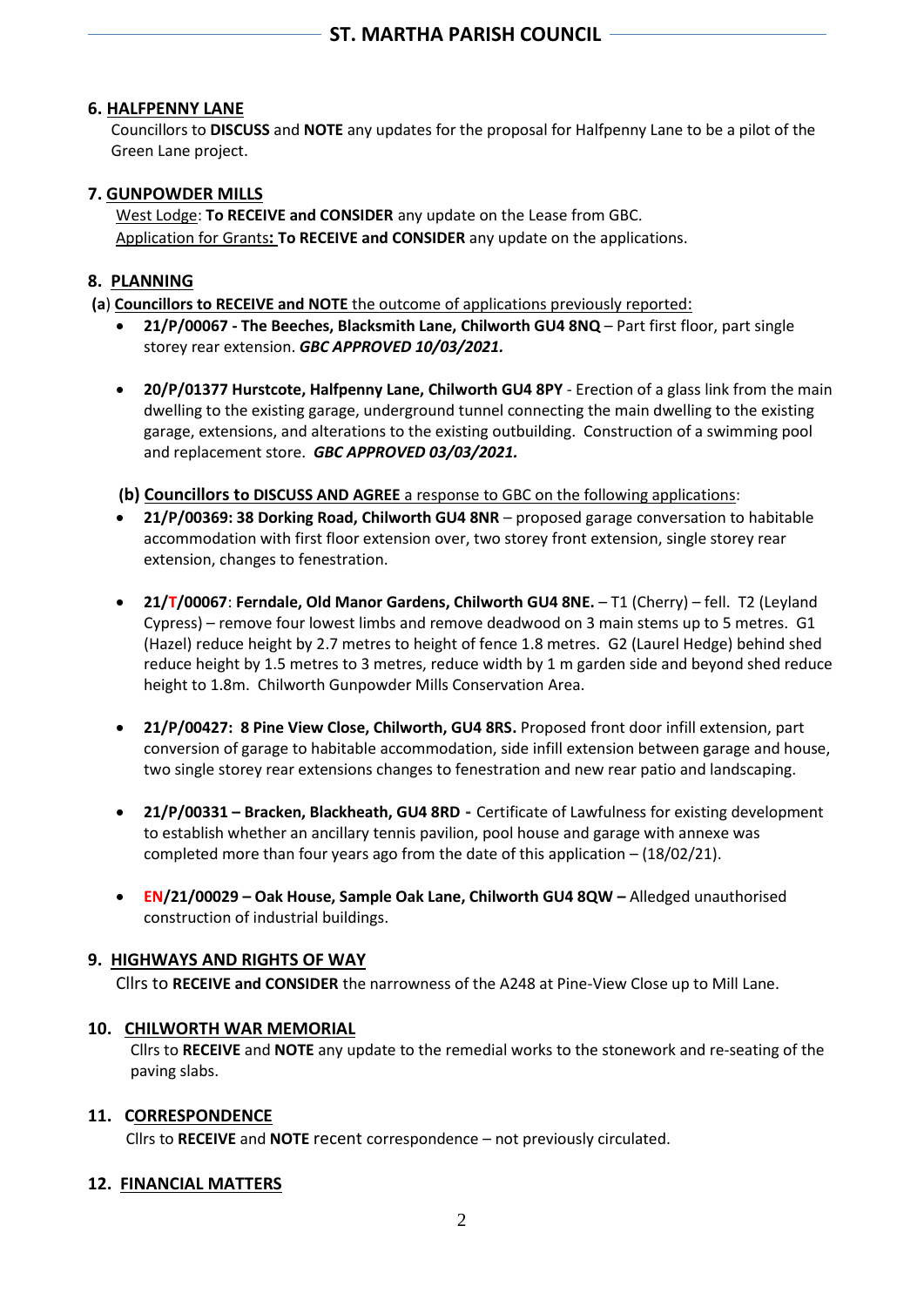## 6. HALFPENNY LANE

Councillors to **DISCUSS** and **NOTE** any updates for the proposal for Halfpenny Lane to be a pilot of the Green Lane project.

## 7. GUNPOWDER MILLS

West Lodge: **To RECEIVE and CONSIDER** any update on the Lease from GBC.
Application for Grants**: To RECEIVE and CONSIDER** any update on the applications.

## 8. PLANNING

**(a) Councillors to RECEIVE and NOTE** the outcome of applications previously reported:

- **21/P/00067 - The Beeches, Blacksmith Lane, Chilworth GU4 8NQ** – Part first floor, part single storey rear extension. ***GBC APPROVED 10/03/2021.***
- **20/P/01377 Hurstcote, Halfpenny Lane, Chilworth GU4 8PY** - Erection of a glass link from the main dwelling to the existing garage, underground tunnel connecting the main dwelling to the existing garage, extensions, and alterations to the existing outbuilding. Construction of a swimming pool and replacement store. ***GBC APPROVED 03/03/2021.***

**(b) Councillors to DISCUSS AND AGREE** a response to GBC on the following applications:

- **21/P/00369: 38 Dorking Road, Chilworth GU4 8NR** – proposed garage conversation to habitable accommodation with first floor extension over, two storey front extension, single storey rear extension, changes to fenestration.
- **21/T/00067**: **Ferndale, Old Manor Gardens, Chilworth GU4 8NE.** – T1 (Cherry) – fell. T2 (Leyland Cypress) – remove four lowest limbs and remove deadwood on 3 main stems up to 5 metres. G1 (Hazel) reduce height by 2.7 metres to height of fence 1.8 metres. G2 (Laurel Hedge) behind shed reduce height by 1.5 metres to 3 metres, reduce width by 1 m garden side and beyond shed reduce height to 1.8m. Chilworth Gunpowder Mills Conservation Area.
- **21/P/00427: 8 Pine View Close, Chilworth, GU4 8RS.** Proposed front door infill extension, part conversion of garage to habitable accommodation, side infill extension between garage and house, two single storey rear extensions changes to fenestration and new rear patio and landscaping.
- **21/P/00331 – Bracken, Blackheath, GU4 8RD -** Certificate of Lawfulness for existing development to establish whether an ancillary tennis pavilion, pool house and garage with annexe was completed more than four years ago from the date of this application – (18/02/21).
- **EN/21/00029 – Oak House, Sample Oak Lane, Chilworth GU4 8QW –** Alledged unauthorised construction of industrial buildings.

## 9. HIGHWAYS AND RIGHTS OF WAY

Cllrs to **RECEIVE and CONSIDER** the narrowness of the A248 at Pine-View Close up to Mill Lane.

## 10. CHILWORTH WAR MEMORIAL

Cllrs to **RECEIVE** and **NOTE** any update to the remedial works to the stonework and re-seating of the paving slabs.

## 11. CORRESPONDENCE

Cllrs to **RECEIVE** and **NOTE** recent correspondence – not previously circulated.

## 12. FINANCIAL MATTERS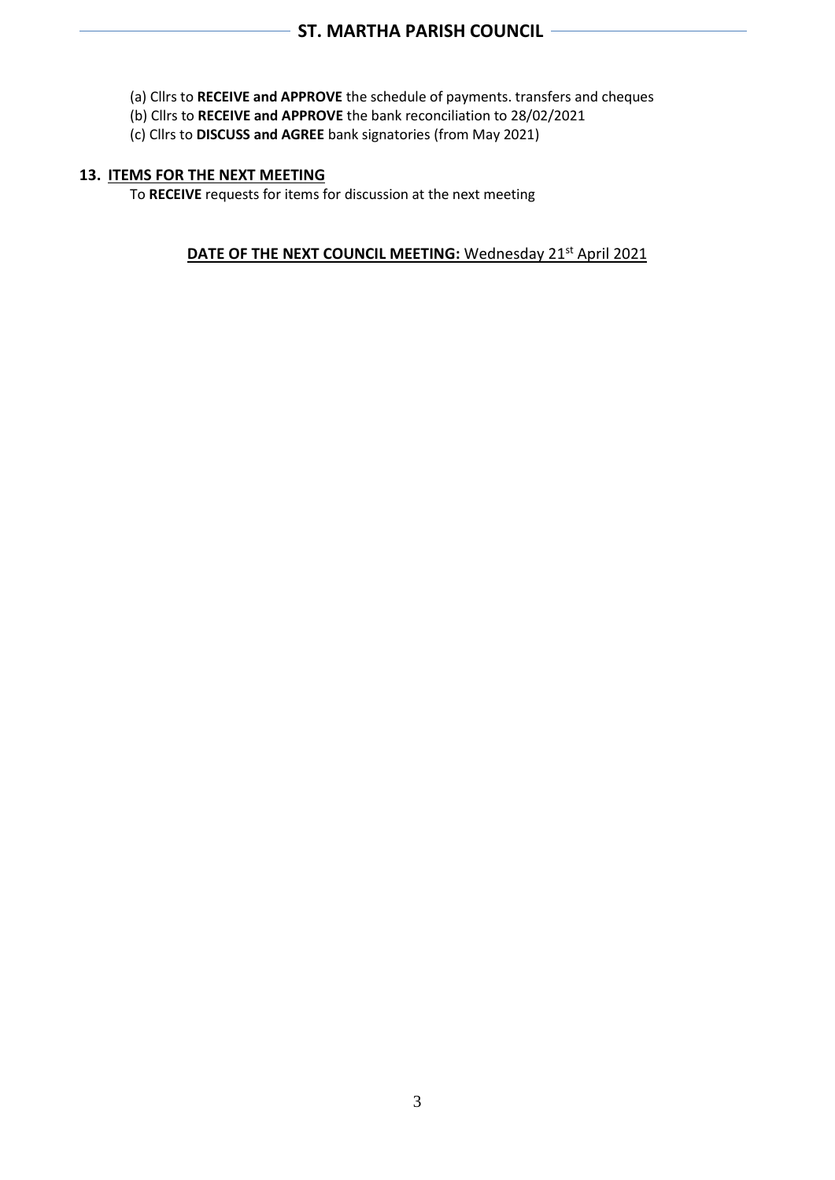(a) Cllrs to **RECEIVE and APPROVE** the schedule of payments. transfers and cheques

(b) Cllrs to **RECEIVE and APPROVE** the bank reconciliation to 28/02/2021

(c) Cllrs to **DISCUSS and AGREE** bank signatories (from May 2021)

## 13. ITEMS FOR THE NEXT MEETING

To **RECEIVE** requests for items for discussion at the next meeting

**DATE OF THE NEXT COUNCIL MEETING:** Wednesday 21st April 2021